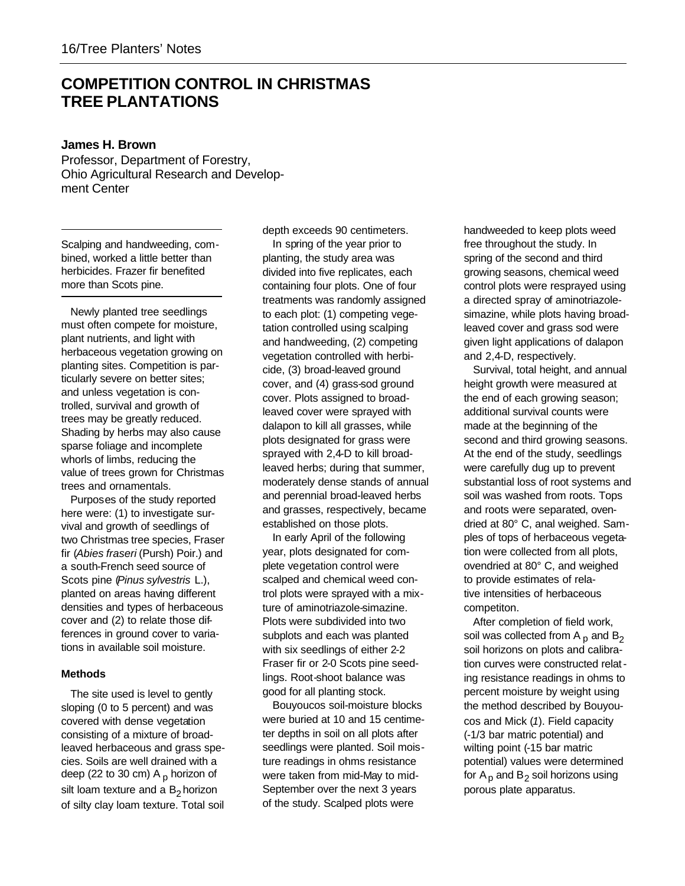# COMPETITION CONTROL IN CHRISTMAS TREE PLANTATIONS

**James H. Brown**
Professor, Department of Forestry, Ohio Agricultural Research and Development Center

Scalping and handweeding, combined, worked a little better than herbicides. Frazer fir benefited more than Scots pine.

Newly planted tree seedlings must often compete for moisture, plant nutrients, and light with herbaceous vegetation growing on planting sites. Competition is particularly severe on better sites; and unless vegetation is controlled, survival and growth of trees may be greatly reduced. Shading by herbs may also cause sparse foliage and incomplete whorls of limbs, reducing the value of trees grown for Christmas trees and ornamentals.

Purposes of the study reported here were: (1) to investigate survival and growth of seedlings of two Christmas tree species, Fraser fir (*Abies fraseri* (Pursh) Poir.) and a south-French seed source of Scots pine (*Pinus sylvestris* L.), planted on areas having different densities and types of herbaceous cover and (2) to relate those differences in ground cover to variations in available soil moisture.

## Methods

The site used is level to gently sloping (0 to 5 percent) and was covered with dense vegetation consisting of a mixture of broad-leaved herbaceous and grass species. Soils are well drained with a deep (22 to 30 cm) $A_p$ horizon of silt loam texture and a $B_2$ horizon of silty clay loam texture. Total soil depth exceeds 90 centimeters.

In spring of the year prior to planting, the study area was divided into five replicates, each containing four plots. One of four treatments was randomly assigned to each plot: (1) competing vegetation controlled using scalping and handweeding, (2) competing vegetation controlled with herbicide, (3) broad-leaved ground cover, and (4) grass-sod ground cover. Plots assigned to broad-leaved cover were sprayed with dalapon to kill all grasses, while plots designated for grass were sprayed with 2,4-D to kill broad-leaved herbs; during that summer, moderately dense stands of annual and perennial broad-leaved herbs and grasses, respectively, became established on those plots.

In early April of the following year, plots designated for complete vegetation control were scalped and chemical weed control plots were sprayed with a mixture of aminotriazole-simazine. Plots were subdivided into two subplots and each was planted with six seedlings of either 2-2 Fraser fir or 2-0 Scots pine seedlings. Root-shoot balance was good for all planting stock.

Bouyoucos soil-moisture blocks were buried at 10 and 15 centimeter depths in soil on all plots after seedlings were planted. Soil moisture readings in ohms resistance were taken from mid-May to mid-September over the next 3 years of the study. Scalped plots were handweeded to keep plots weed free throughout the study. In spring of the second and third growing seasons, chemical weed control plots were resprayed using a directed spray of aminotriazole-simazine, while plots having broad-leaved cover and grass sod were given light applications of dalapon and 2,4-D, respectively.

Survival, total height, and annual height growth were measured at the end of each growing season; additional survival counts were made at the beginning of the second and third growing seasons. At the end of the study, seedlings were carefully dug up to prevent substantial loss of root systems and soil was washed from roots. Tops and roots were separated, ovendried at 80° C, anal weighed. Samples of tops of herbaceous vegetation were collected from all plots, ovendried at 80° C, and weighed to provide estimates of relative intensities of herbaceous competiton.

After completion of field work, soil was collected from $A_p$ and $B_2$ soil horizons on plots and calibration curves were constructed relating resistance readings in ohms to percent moisture by weight using the method described by Bouyoucos and Mick (*1*). Field capacity (-1/3 bar matric potential) and wilting point (-15 bar matric potential) values were determined for $A_p$ and $B_2$ soil horizons using porous plate apparatus.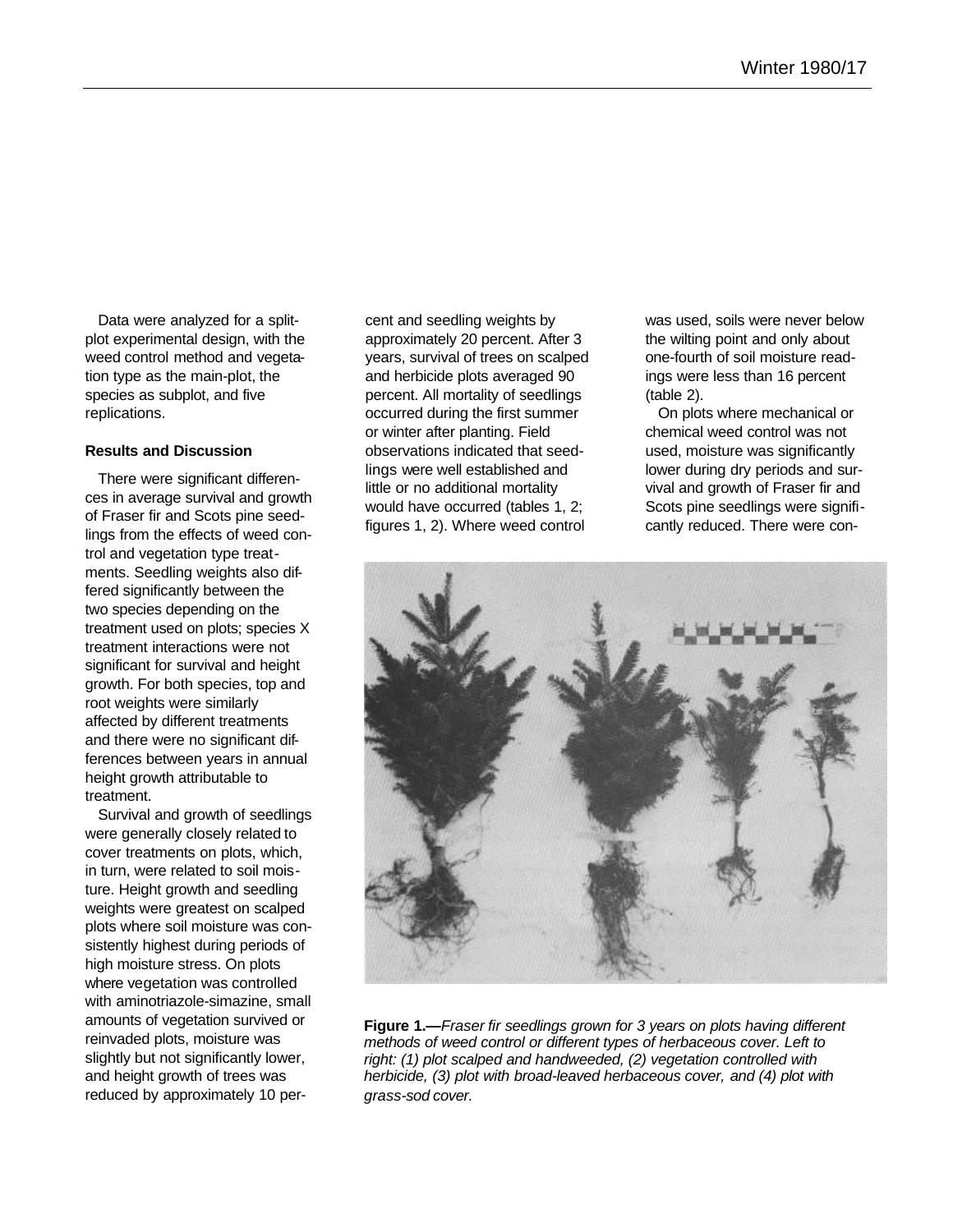Data were analyzed for a split-plot experimental design, with the weed control method and vegetation type as the main-plot, the species as subplot, and five replications.

### Results and Discussion

There were significant differences in average survival and growth of Fraser fir and Scots pine seedlings from the effects of weed control and vegetation type treatments. Seedling weights also differed significantly between the two species depending on the treatment used on plots; species X treatment interactions were not significant for survival and height growth. For both species, top and root weights were similarly affected by different treatments and there were no significant differences between years in annual height growth attributable to treatment.

Survival and growth of seedlings were generally closely related to cover treatments on plots, which, in turn, were related to soil moisture. Height growth and seedling weights were greatest on scalped plots where soil moisture was consistently highest during periods of high moisture stress. On plots where vegetation was controlled with aminotriazole-simazine, small amounts of vegetation survived or reinvaded plots, moisture was slightly but not significantly lower, and height growth of trees was reduced by approximately 10 percent and seedling weights by approximately 20 percent. After 3 years, survival of trees on scalped and herbicide plots averaged 90 percent. All mortality of seedlings occurred during the first summer or winter after planting. Field observations indicated that seedlings were well established and little or no additional mortality would have occurred (tables 1, 2; figures 1, 2). Where weed control was used, soils were never below the wilting point and only about one-fourth of soil moisture readings were less than 16 percent (table 2).

On plots where mechanical or chemical weed control was not used, moisture was significantly lower during dry periods and survival and growth of Fraser fir and Scots pine seedlings were significantly reduced. There were con-

**Figure 1.—***Fraser fir seedlings grown for 3 years on plots having different methods of weed control or different types of herbaceous cover. Left to right: (1) plot scalped and handweeded, (2) vegetation controlled with herbicide, (3) plot with broad-leaved herbaceous cover, and (4) plot with grass-sod cover.*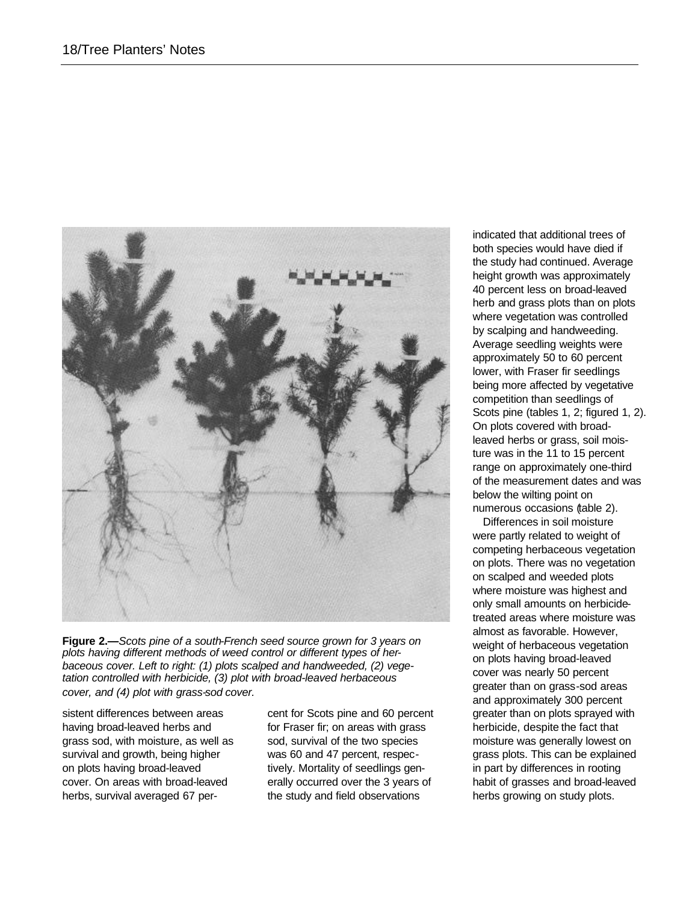**Figure 2.—***Scots pine of a south-French seed source grown for 3 years on plots having different methods of weed control or different types of herbaceous cover. Left to right: (1) plots scalped and handweeded, (2) vegetation controlled with herbicide, (3) plot with broad-leaved herbaceous cover, and (4) plot with grass-sod cover.*

sistent differences between areas having broad-leaved herbs and grass sod, with moisture, as well as survival and growth, being higher on plots having broad-leaved cover. On areas with broad-leaved herbs, survival averaged 67 percent for Scots pine and 60 percent for Fraser fir; on areas with grass sod, survival of the two species was 60 and 47 percent, respectively. Mortality of seedlings generally occurred over the 3 years of the study and field observations indicated that additional trees of both species would have died if the study had continued. Average height growth was approximately 40 percent less on broad-leaved herb and grass plots than on plots where vegetation was controlled by scalping and handweeding. Average seedling weights were approximately 50 to 60 percent lower, with Fraser fir seedlings being more affected by vegetative competition than seedlings of Scots pine (tables 1, 2; figured 1, 2). On plots covered with broad-leaved herbs or grass, soil moisture was in the 11 to 15 percent range on approximately one-third of the measurement dates and was below the wilting point on numerous occasions (table 2).

Differences in soil moisture were partly related to weight of competing herbaceous vegetation on plots. There was no vegetation on scalped and weeded plots where moisture was highest and only small amounts on herbicide-treated areas where moisture was almost as favorable. However, weight of herbaceous vegetation on plots having broad-leaved cover was nearly 50 percent greater than on grass-sod areas and approximately 300 percent greater than on plots sprayed with herbicide, despite the fact that moisture was generally lowest on grass plots. This can be explained in part by differences in rooting habit of grasses and broad-leaved herbs growing on study plots.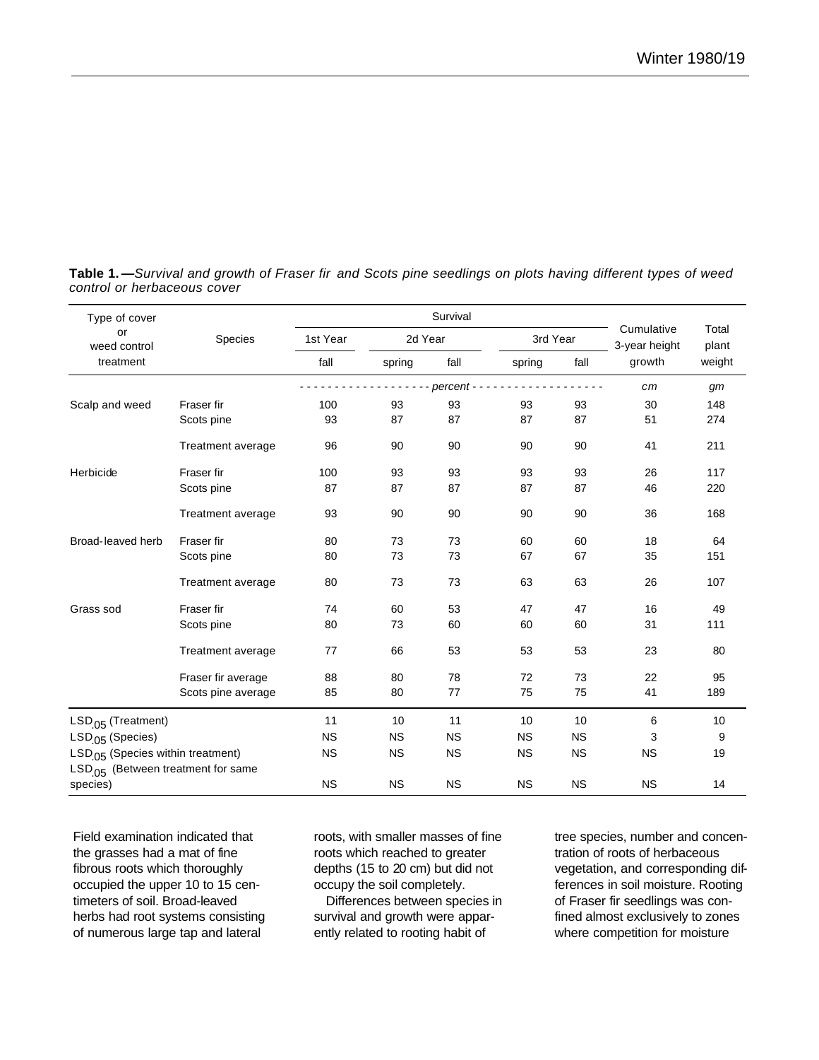**Table 1.—***Survival and growth of Fraser fir and Scots pine seedlings on plots having different types of weed control or herbaceous cover*

| Type of cover or weed control treatment | Species | Survival | | | | | Cumulative 3-year height growth | Total plant weight |
|---|---|---|---|---|---|---|---|---|
| | | 1st Year | 2d Year | | 3rd Year | | | |
| | | fall | spring | fall | spring | fall | | |
| | | *percent* | | | | | *cm* | *gm* |
| Scalp and weed | Fraser fir | 100 | 93 | 93 | 93 | 93 | 30 | 148 |
| | Scots pine | 93 | 87 | 87 | 87 | 87 | 51 | 274 |
| | Treatment average | 96 | 90 | 90 | 90 | 90 | 41 | 211 |
| Herbicide | Fraser fir | 100 | 93 | 93 | 93 | 93 | 26 | 117 |
| | Scots pine | 87 | 87 | 87 | 87 | 87 | 46 | 220 |
| | Treatment average | 93 | 90 | 90 | 90 | 90 | 36 | 168 |
| Broad-leaved herb | Fraser fir | 80 | 73 | 73 | 60 | 60 | 18 | 64 |
| | Scots pine | 80 | 73 | 73 | 67 | 67 | 35 | 151 |
| | Treatment average | 80 | 73 | 73 | 63 | 63 | 26 | 107 |
| Grass sod | Fraser fir | 74 | 60 | 53 | 47 | 47 | 16 | 49 |
| | Scots pine | 80 | 73 | 60 | 60 | 60 | 31 | 111 |
| | Treatment average | 77 | 66 | 53 | 53 | 53 | 23 | 80 |
| | Fraser fir average | 88 | 80 | 78 | 72 | 73 | 22 | 95 |
| | Scots pine average | 85 | 80 | 77 | 75 | 75 | 41 | 189 |
| $LSD_{.05}$ (Treatment) | | 11 | 10 | 11 | 10 | 10 | 6 | 10 |
| $LSD_{.05}$ (Species) | | NS | NS | NS | NS | NS | 3 | 9 |
| $LSD_{.05}$ (Species within treatment) | | NS | NS | NS | NS | NS | NS | 19 |
| $LSD_{.05}$ (Between treatment for same species) | | NS | NS | NS | NS | NS | NS | 14 |

Field examination indicated that the grasses had a mat of fine fibrous roots which thoroughly occupied the upper 10 to 15 centimeters of soil. Broad-leaved herbs had root systems consisting of numerous large tap and lateral roots, with smaller masses of fine roots which reached to greater depths (15 to 20 cm) but did not occupy the soil completely.

Differences between species in survival and growth were apparently related to rooting habit of tree species, number and concentration of roots of herbaceous vegetation, and corresponding differences in soil moisture. Rooting of Fraser fir seedlings was confined almost exclusively to zones where competition for moisture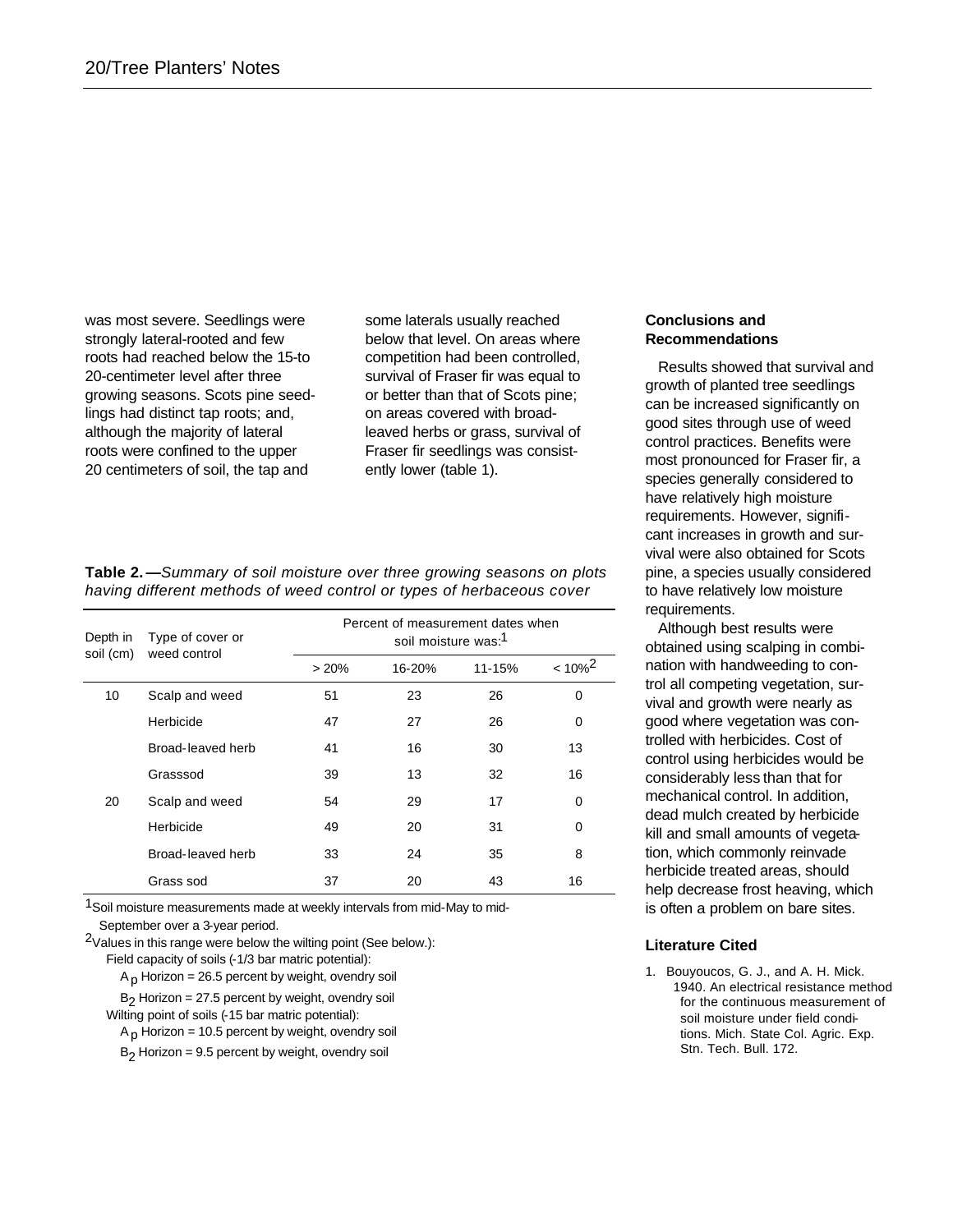was most severe. Seedlings were strongly lateral-rooted and few roots had reached below the 15-to 20-centimeter level after three growing seasons. Scots pine seedlings had distinct tap roots; and, although the majority of lateral roots were confined to the upper 20 centimeters of soil, the tap and some laterals usually reached below that level. On areas where competition had been controlled, survival of Fraser fir was equal to or better than that of Scots pine; on areas covered with broad-leaved herbs or grass, survival of Fraser fir seedlings was consistently lower (table 1).

**Table 2.**—*Summary of soil moisture over three growing seasons on plots having different methods of weed control or types of herbaceous cover*

| Depth in soil (cm) | Type of cover or weed control | Percent of measurement dates when soil moisture was:[1] | | | |
|---|---|---|---|---|---|
| | | > 20% | 16-20% | 11-15% | < 10%[2] |
| 10 | Scalp and weed | 51 | 23 | 26 | 0 |
| | Herbicide | 47 | 27 | 26 | 0 |
| | Broad-leaved herb | 41 | 16 | 30 | 13 |
| | Grasssod | 39 | 13 | 32 | 16 |
| 20 | Scalp and weed | 54 | 29 | 17 | 0 |
| | Herbicide | 49 | 20 | 31 | 0 |
| | Broad-leaved herb | 33 | 24 | 35 | 8 |
| | Grass sod | 37 | 20 | 43 | 16 |

[1]Soil moisture measurements made at weekly intervals from mid-May to mid-September over a 3-year period.

[2]Values in this range were below the wilting point (See below.):

Field capacity of soils (-1/3 bar matric potential):

$A_p$ Horizon = 26.5 percent by weight, ovendry soil

$B_2$ Horizon = 27.5 percent by weight, ovendry soil

Wilting point of soils (-15 bar matric potential):

$A_p$ Horizon = 10.5 percent by weight, ovendry soil

$B_2$ Horizon = 9.5 percent by weight, ovendry soil

### Conclusions and Recommendations

Results showed that survival and growth of planted tree seedlings can be increased significantly on good sites through use of weed control practices. Benefits were most pronounced for Fraser fir, a species generally considered to have relatively high moisture requirements. However, significant increases in growth and survival were also obtained for Scots pine, a species usually considered to have relatively low moisture requirements.

Although best results were obtained using scalping in combination with handweeding to control all competing vegetation, survival and growth were nearly as good where vegetation was controlled with herbicides. Cost of control using herbicides would be considerably less than that for mechanical control. In addition, dead mulch created by herbicide kill and small amounts of vegetation, which commonly reinvade herbicide treated areas, should help decrease frost heaving, which is often a problem on bare sites.

### Literature Cited

1. Bouyoucos, G. J., and A. H. Mick. 1940. An electrical resistance method for the continuous measurement of soil moisture under field conditions. Mich. State Col. Agric. Exp. Stn. Tech. Bull. 172.